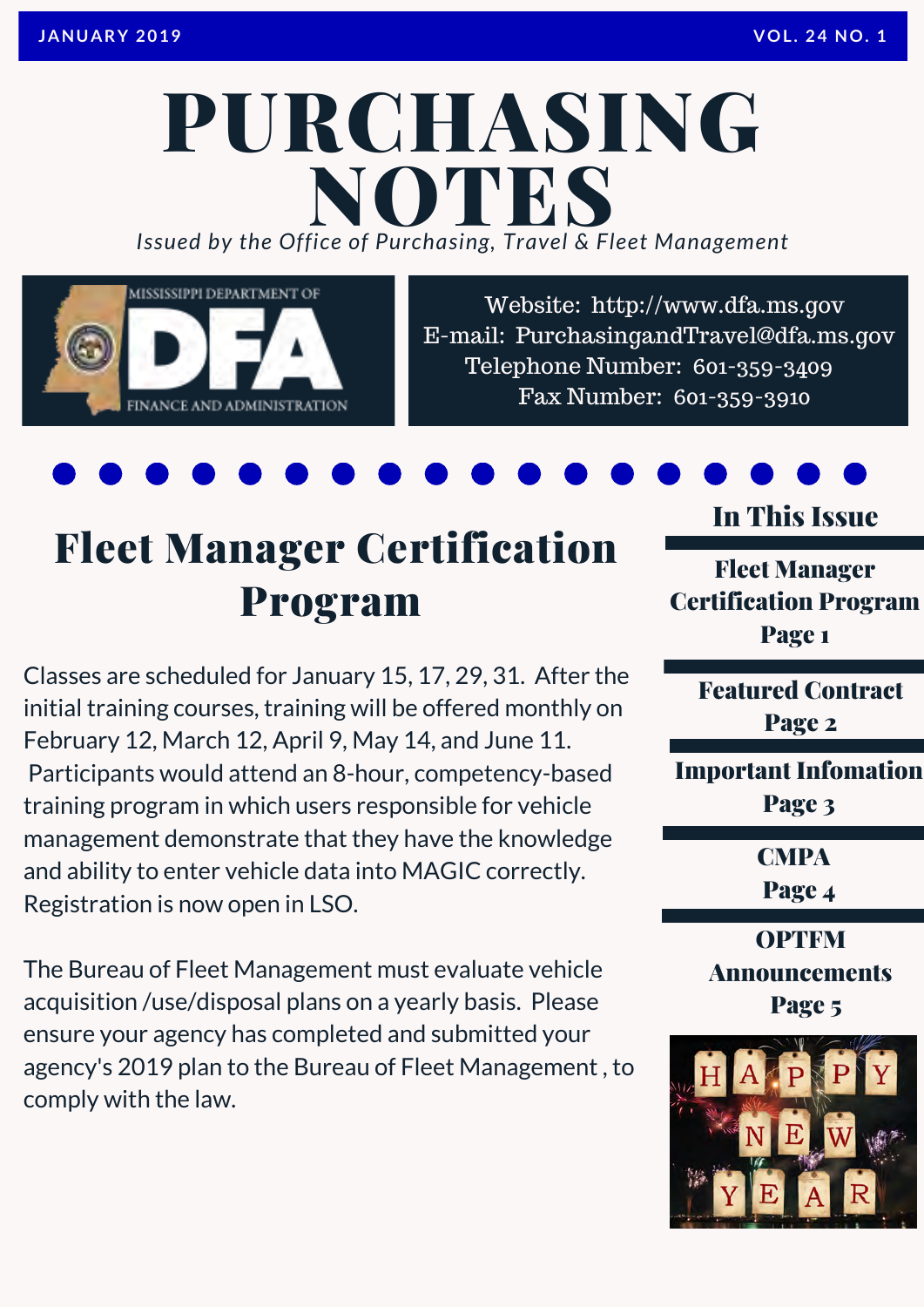JANUARY 2019 VOL. 24 NO. 1

# PURCHASING NOTES

*Issued by the Office of Purchasing, Travel & Fleet Management*

MISSISSIPPI DEPARTMENT OF DFA FINANCE AND ADMINISTRATION

Website: http://www.dfa.ms.gov
E-mail: PurchasingandTravel@dfa.ms.gov
Telephone Number: 601-359-3409
Fax Number: 601-359-3910

## In This Issue

**Fleet Manager Certification Program**
**Page 1**

**Featured Contract**
**Page 2**

**Important Infomation**
**Page 3**

**CMPA**
**Page 4**

**OPTFM Announcements**
**Page 5**

## Fleet Manager Certification Program

Classes are scheduled for January 15, 17, 29, 31. After the initial training courses, training will be offered monthly on February 12, March 12, April 9, May 14, and June 11. Participants would attend an 8-hour, competency-based training program in which users responsible for vehicle management demonstrate that they have the knowledge and ability to enter vehicle data into MAGIC correctly. Registration is now open in LSO.

The Bureau of Fleet Management must evaluate vehicle acquisition /use/disposal plans on a yearly basis. Please ensure your agency has completed and submitted your agency's 2019 plan to the Bureau of Fleet Management , to comply with the law.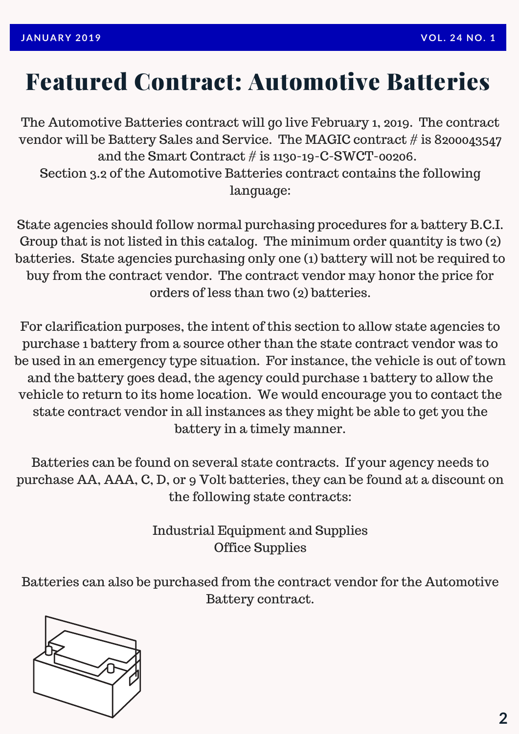# Featured Contract: Automotive Batteries

The Automotive Batteries contract will go live February 1, 2019. The contract vendor will be Battery Sales and Service. The MAGIC contract # is 8200043547 and the Smart Contract # is 1130-19-C-SWCT-00206.

Section 3.2 of the Automotive Batteries contract contains the following language:

State agencies should follow normal purchasing procedures for a battery B.C.I. Group that is not listed in this catalog. The minimum order quantity is two (2) batteries. State agencies purchasing only one (1) battery will not be required to buy from the contract vendor. The contract vendor may honor the price for orders of less than two (2) batteries.

For clarification purposes, the intent of this section to allow state agencies to purchase 1 battery from a source other than the state contract vendor was to be used in an emergency type situation. For instance, the vehicle is out of town and the battery goes dead, the agency could purchase 1 battery to allow the vehicle to return to its home location. We would encourage you to contact the state contract vendor in all instances as they might be able to get you the battery in a timely manner.

Batteries can be found on several state contracts. If your agency needs to purchase AA, AAA, C, D, or 9 Volt batteries, they can be found at a discount on the following state contracts:

Industrial Equipment and Supplies
Office Supplies

Batteries can also be purchased from the contract vendor for the Automotive Battery contract.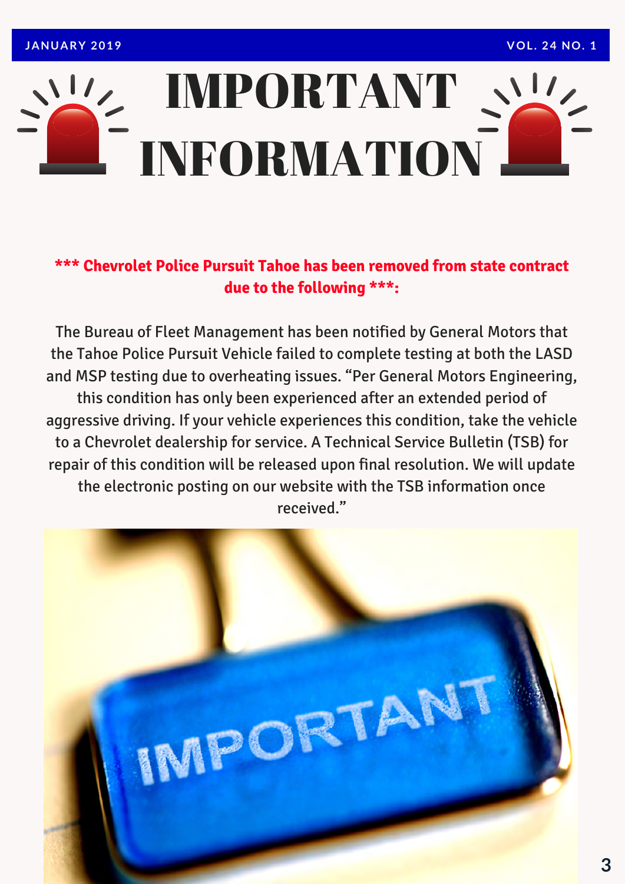# IMPORTANT INFORMATION

**\*\*\* Chevrolet Police Pursuit Tahoe has been removed from state contract due to the following \*\*\*:**

The Bureau of Fleet Management has been notified by General Motors that the Tahoe Police Pursuit Vehicle failed to complete testing at both the LASD and MSP testing due to overheating issues. “Per General Motors Engineering, this condition has only been experienced after an extended period of aggressive driving. If your vehicle experiences this condition, take the vehicle to a Chevrolet dealership for service. A Technical Service Bulletin (TSB) for repair of this condition will be released upon final resolution. We will update the electronic posting on our website with the TSB information once received.”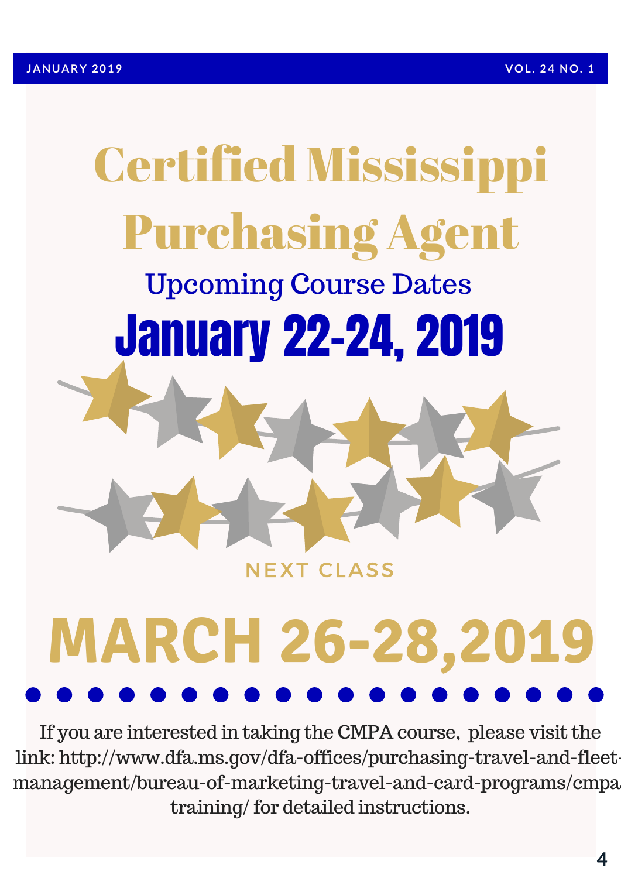# Certified Mississippi Purchasing Agent

## Upcoming Course Dates

## January 22-24, 2019

NEXT CLASS

## MARCH 26-28,2019

If you are interested in taking the CMPA course, please visit the link: http://www.dfa.ms.gov/dfa-offices/purchasing-travel-and-fleet-management/bureau-of-marketing-travel-and-card-programs/cmpa-training/ for detailed instructions.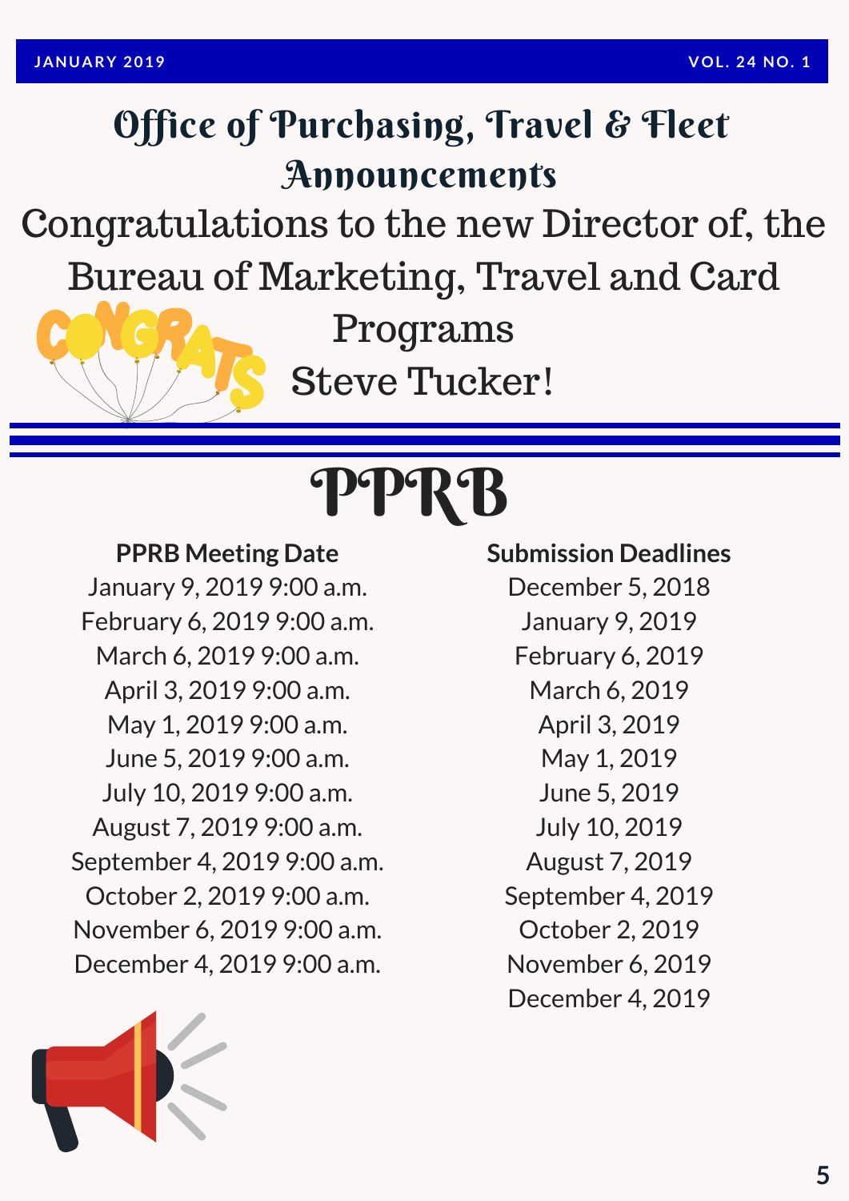# Office of Purchasing, Travel & Fleet Announcements

Congratulations to the new Director of, the Bureau of Marketing, Travel and Card Programs

Steve Tucker!

# PPRB

| PPRB Meeting Date | Submission Deadlines |
|---|---|
| January 9, 2019 9:00 a.m. | December 5, 2018 |
| February 6, 2019 9:00 a.m. | January 9, 2019 |
| March 6, 2019 9:00 a.m. | February 6, 2019 |
| April 3, 2019 9:00 a.m. | March 6, 2019 |
| May 1, 2019 9:00 a.m. | April 3, 2019 |
| June 5, 2019 9:00 a.m. | May 1, 2019 |
| July 10, 2019 9:00 a.m. | June 5, 2019 |
| August 7, 2019 9:00 a.m. | July 10, 2019 |
| September 4, 2019 9:00 a.m. | August 7, 2019 |
| October 2, 2019 9:00 a.m. | September 4, 2019 |
| November 6, 2019 9:00 a.m. | October 2, 2019 |
| December 4, 2019 9:00 a.m. | November 6, 2019 |
| | December 4, 2019 |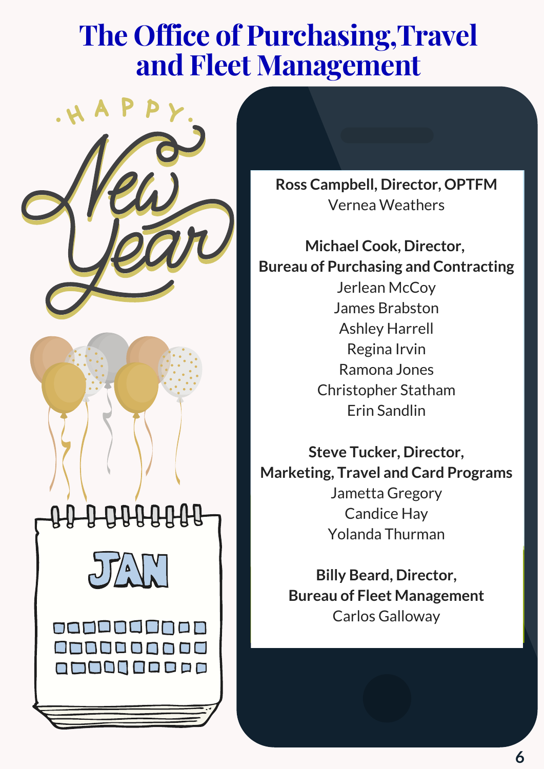# The Office of Purchasing,Travel and Fleet Management

HAPPY New Year

JAN

**Ross Campbell, Director, OPTFM**
Vernea Weathers

**Michael Cook, Director, Bureau of Purchasing and Contracting**
Jerlean McCoy
James Brabston
Ashley Harrell
Regina Irvin
Ramona Jones
Christopher Statham
Erin Sandlin

**Steve Tucker, Director, Marketing, Travel and Card Programs**
Jametta Gregory
Candice Hay
Yolanda Thurman

**Billy Beard, Director, Bureau of Fleet Management**
Carlos Galloway